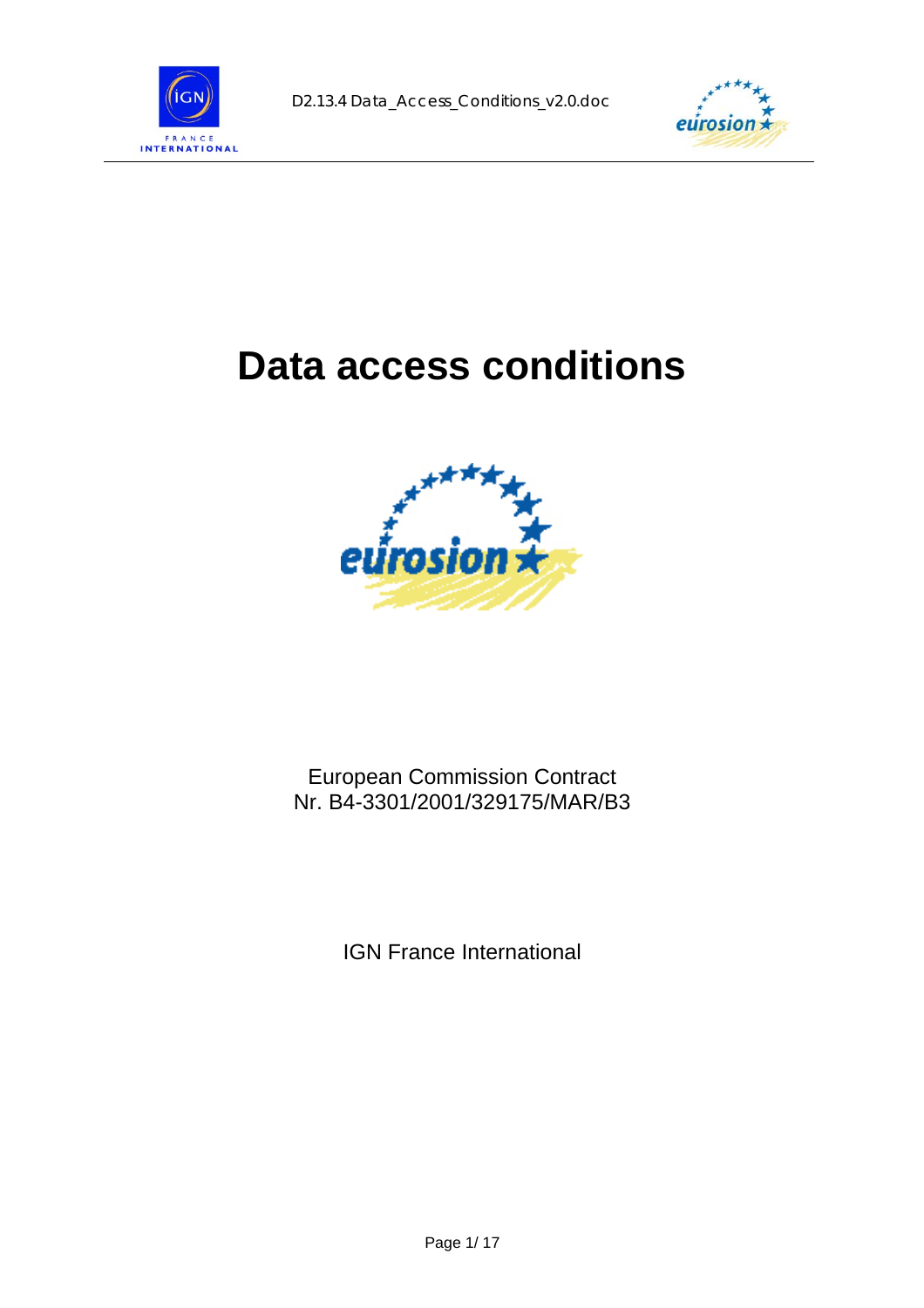# Data access conditions

European Commission Contract
Nr. B4-3301/2001/329175/MAR/B3

IGN France International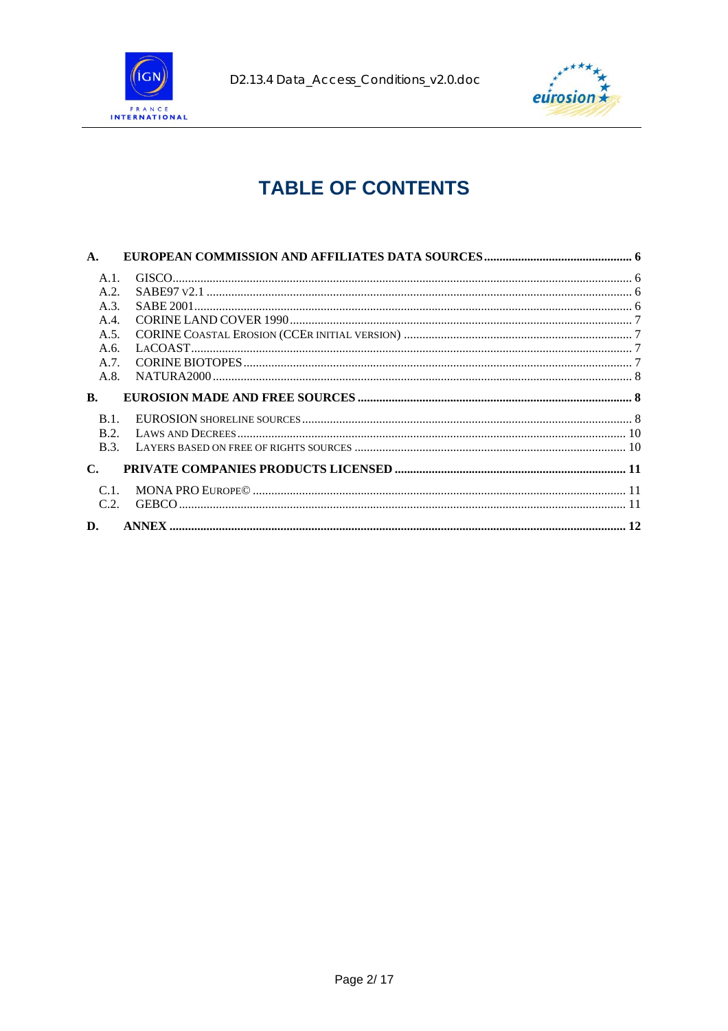# TABLE OF CONTENTS

**A. EUROPEAN COMMISSION AND AFFILIATES DATA SOURCES ........ 6**

- A.1. GISCO ........ 6
- A.2. SABE97 v2.1 ........ 6
- A.3. SABE 2001 ........ 6
- A.4. CORINE LAND COVER 1990 ........ 7
- A.5. CORINE COASTAL EROSION (CCER INITIAL VERSION) ........ 7
- A.6. LACOAST ........ 7
- A.7. CORINE BIOTOPES ........ 7
- A.8. NATURA2000 ........ 8

**B. EUROSION MADE AND FREE SOURCES ........ 8**

- B.1. EUROSION SHORELINE SOURCES ........ 8
- B.2. LAWS AND DECREES ........ 10
- B.3. LAYERS BASED ON FREE OF RIGHTS SOURCES ........ 10

**C. PRIVATE COMPANIES PRODUCTS LICENSED ........ 11**

- C.1. MONA PRO EUROPE© ........ 11
- C.2. GEBCO ........ 11

**D. ANNEX ........ 12**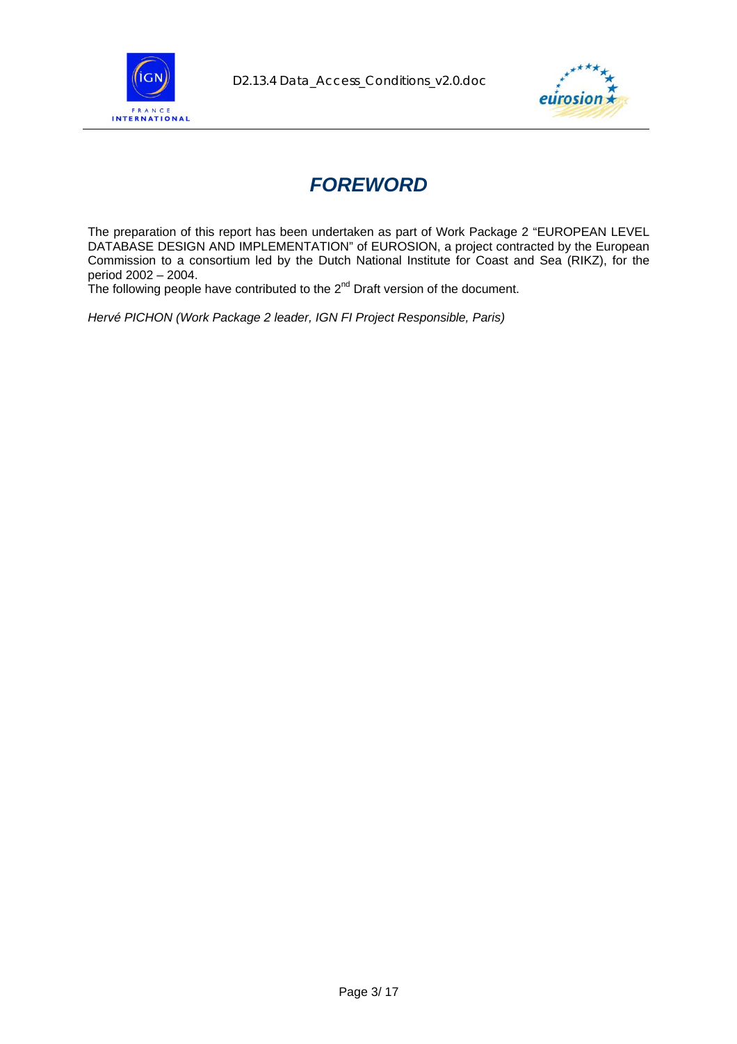# *FOREWORD*

The preparation of this report has been undertaken as part of Work Package 2 "EUROPEAN LEVEL DATABASE DESIGN AND IMPLEMENTATION" of EUROSION, a project contracted by the European Commission to a consortium led by the Dutch National Institute for Coast and Sea (RIKZ), for the period 2002 – 2004.
The following people have contributed to the 2nd Draft version of the document.

*Hervé PICHON (Work Package 2 leader, IGN FI Project Responsible, Paris)*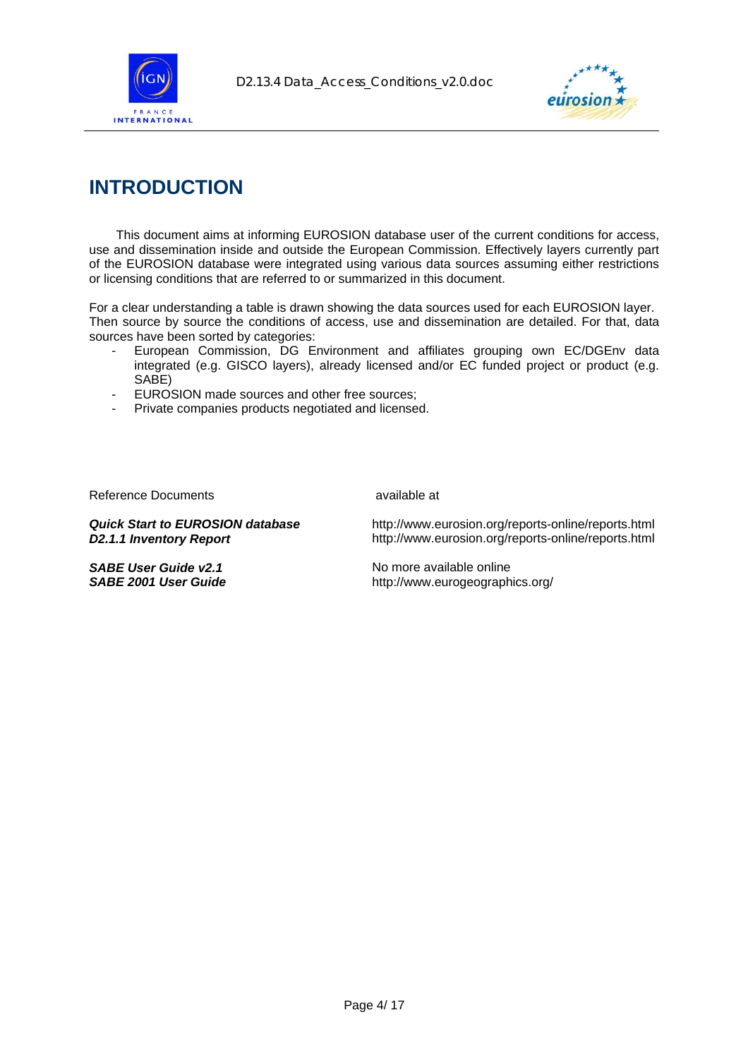# INTRODUCTION

This document aims at informing EUROSION database user of the current conditions for access, use and dissemination inside and outside the European Commission. Effectively layers currently part of the EUROSION database were integrated using various data sources assuming either restrictions or licensing conditions that are referred to or summarized in this document.

For a clear understanding a table is drawn showing the data sources used for each EUROSION layer. Then source by source the conditions of access, use and dissemination are detailed. For that, data sources have been sorted by categories:

- European Commission, DG Environment and affiliates grouping own EC/DGEnv data integrated (e.g. GISCO layers), already licensed and/or EC funded project or product (e.g. SABE)
- EUROSION made sources and other free sources;
- Private companies products negotiated and licensed.

| Reference Documents | available at |
|---|---|
| ***Quick Start to EUROSION database*** | http://www.eurosion.org/reports-online/reports.html |
| ***D2.1.1 Inventory Report*** | http://www.eurosion.org/reports-online/reports.html |
| ***SABE User Guide v2.1*** | No more available online |
| ***SABE 2001 User Guide*** | http://www.eurogeographics.org/ |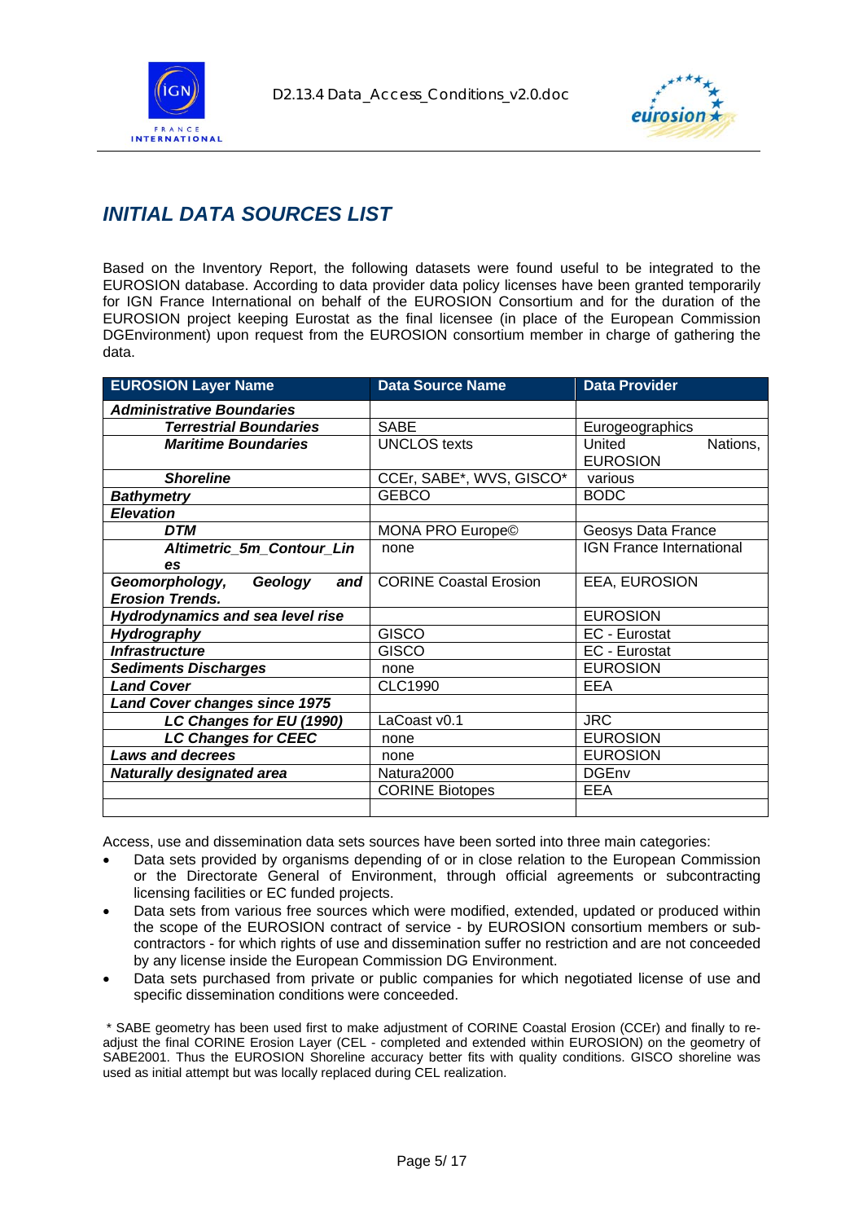## *INITIAL DATA SOURCES LIST*

Based on the Inventory Report, the following datasets were found useful to be integrated to the EUROSION database. According to data provider data policy licenses have been granted temporarily for IGN France International on behalf of the EUROSION Consortium and for the duration of the EUROSION project keeping Eurostat as the final licensee (in place of the European Commission DGEnvironment) upon request from the EUROSION consortium member in charge of gathering the data.

| EUROSION Layer Name | Data Source Name | Data Provider |
|---|---|---|
| ***Administrative Boundaries*** | | |
| ***Terrestrial Boundaries*** | SABE | Eurogeographics |
| ***Maritime Boundaries*** | UNCLOS texts | United Nations, EUROSION |
| ***Shoreline*** | CCEr, SABE*, WVS, GISCO* | various |
| ***Bathymetry*** | GEBCO | BODC |
| ***Elevation*** | | |
| ***DTM*** | MONA PRO Europe© | Geosys Data France |
| ***Altimetric_5m_Contour_Lines*** | none | IGN France International |
| ***Geomorphology, Geology and Erosion Trends.*** | CORINE Coastal Erosion | EEA, EUROSION |
| ***Hydrodynamics and sea level rise*** | | EUROSION |
| ***Hydrography*** | GISCO | EC - Eurostat |
| ***Infrastructure*** | GISCO | EC - Eurostat |
| ***Sediments Discharges*** | none | EUROSION |
| ***Land Cover*** | CLC1990 | EEA |
| ***Land Cover changes since 1975*** | | |
| ***LC Changes for EU (1990)*** | LaCoast v0.1 | JRC |
| ***LC Changes for CEEC*** | none | EUROSION |
| ***Laws and decrees*** | none | EUROSION |
| ***Naturally designated area*** | Natura2000 | DGEnv |
| | CORINE Biotopes | EEA |
| | | |

Access, use and dissemination data sets sources have been sorted into three main categories:

- Data sets provided by organisms depending of or in close relation to the European Commission or the Directorate General of Environment, through official agreements or subcontracting licensing facilities or EC funded projects.
- Data sets from various free sources which were modified, extended, updated or produced within the scope of the EUROSION contract of service - by EUROSION consortium members or sub-contractors - for which rights of use and dissemination suffer no restriction and are not conceeded by any license inside the European Commission DG Environment.
- Data sets purchased from private or public companies for which negotiated license of use and specific dissemination conditions were conceeded.

\* SABE geometry has been used first to make adjustment of CORINE Coastal Erosion (CCEr) and finally to re-adjust the final CORINE Erosion Layer (CEL - completed and extended within EUROSION) on the geometry of SABE2001. Thus the EUROSION Shoreline accuracy better fits with quality conditions. GISCO shoreline was used as initial attempt but was locally replaced during CEL realization.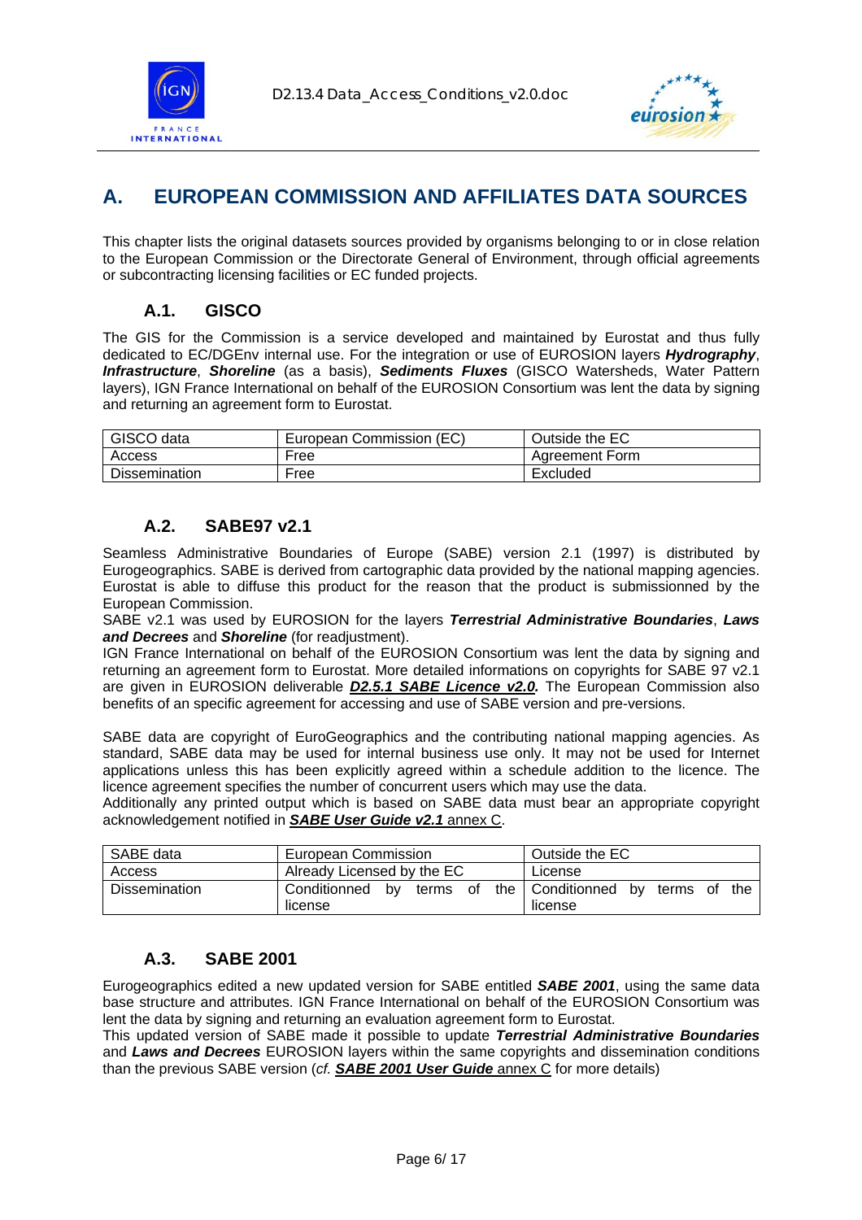# A. EUROPEAN COMMISSION AND AFFILIATES DATA SOURCES

This chapter lists the original datasets sources provided by organisms belonging to or in close relation to the European Commission or the Directorate General of Environment, through official agreements or subcontracting licensing facilities or EC funded projects.

## A.1. GISCO

The GIS for the Commission is a service developed and maintained by Eurostat and thus fully dedicated to EC/DGEnv internal use. For the integration or use of EUROSION layers ***Hydrography***, ***Infrastructure***, ***Shoreline*** (as a basis), ***Sediments Fluxes*** (GISCO Watersheds, Water Pattern layers), IGN France International on behalf of the EUROSION Consortium was lent the data by signing and returning an agreement form to Eurostat.

| GISCO data | European Commission (EC) | Outside the EC |
|---|---|---|
| Access | Free | Agreement Form |
| Dissemination | Free | Excluded |

## A.2. SABE97 v2.1

Seamless Administrative Boundaries of Europe (SABE) version 2.1 (1997) is distributed by Eurogeographics. SABE is derived from cartographic data provided by the national mapping agencies. Eurostat is able to diffuse this product for the reason that the product is submissionned by the European Commission.

SABE v2.1 was used by EUROSION for the layers ***Terrestrial Administrative Boundaries***, ***Laws and Decrees*** and ***Shoreline*** (for readjustment).

IGN France International on behalf of the EUROSION Consortium was lent the data by signing and returning an agreement form to Eurostat. More detailed informations on copyrights for SABE 97 v2.1 are given in EUROSION deliverable ***D2.5.1 SABE Licence v2.0.*** The European Commission also benefits of an specific agreement for accessing and use of SABE version and pre-versions.

SABE data are copyright of EuroGeographics and the contributing national mapping agencies. As standard, SABE data may be used for internal business use only. It may not be used for Internet applications unless this has been explicitly agreed within a schedule addition to the licence. The licence agreement specifies the number of concurrent users which may use the data.

Additionally any printed output which is based on SABE data must bear an appropriate copyright acknowledgement notified in ***SABE User Guide v2.1*** annex C.

| SABE data | European Commission | Outside the EC |
|---|---|---|
| Access | Already Licensed by the EC | License |
| Dissemination | Conditionned by terms of the license | Conditionned by terms of the license |

## A.3. SABE 2001

Eurogeographics edited a new updated version for SABE entitled ***SABE 2001***, using the same data base structure and attributes. IGN France International on behalf of the EUROSION Consortium was lent the data by signing and returning an evaluation agreement form to Eurostat.

This updated version of SABE made it possible to update ***Terrestrial Administrative Boundaries*** and ***Laws and Decrees*** EUROSION layers within the same copyrights and dissemination conditions than the previous SABE version (*cf.* ***SABE 2001 User Guide*** annex C for more details)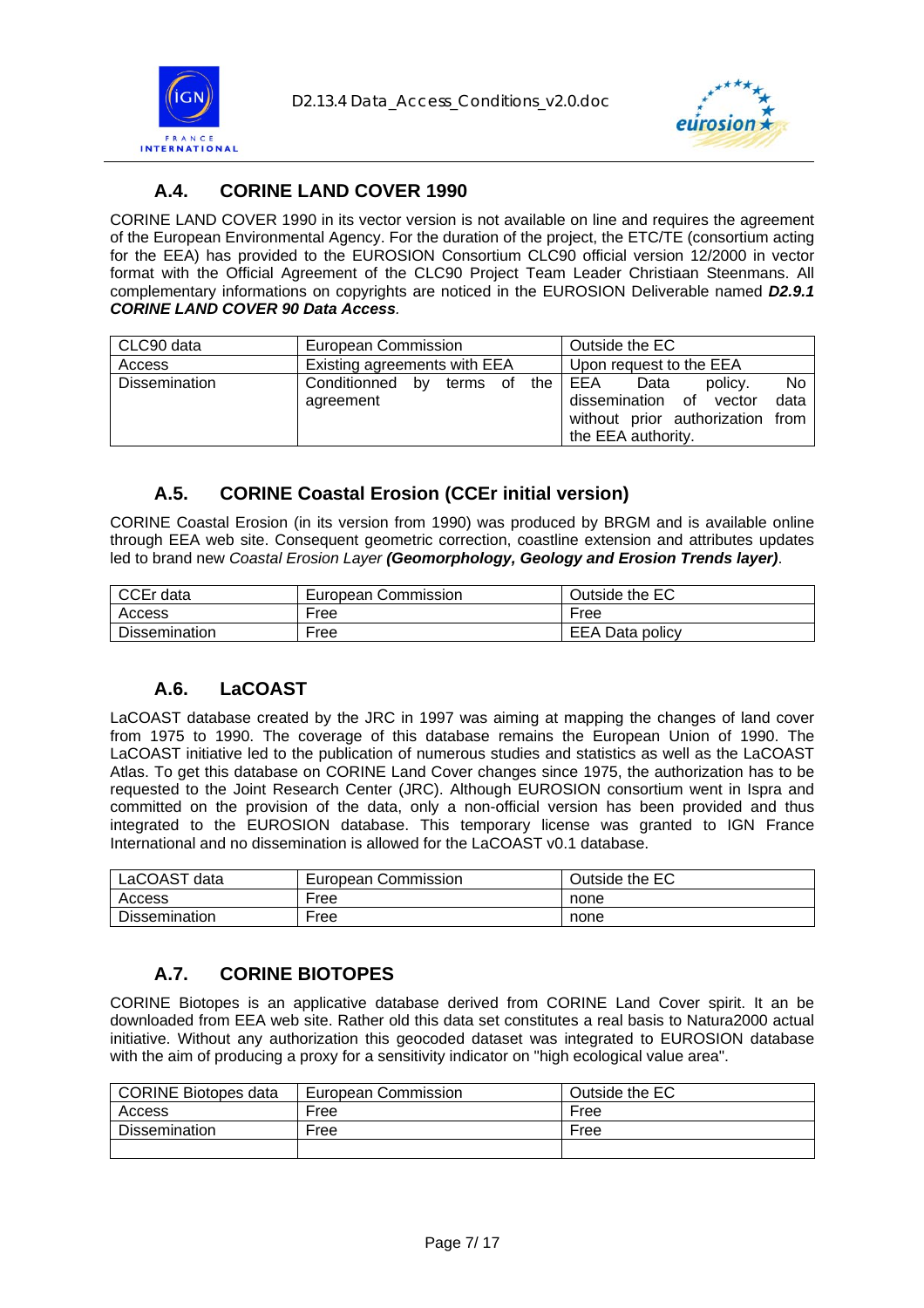## A.4. CORINE LAND COVER 1990

CORINE LAND COVER 1990 in its vector version is not available on line and requires the agreement of the European Environmental Agency. For the duration of the project, the ETC/TE (consortium acting for the EEA) has provided to the EUROSION Consortium CLC90 official version 12/2000 in vector format with the Official Agreement of the CLC90 Project Team Leader Christiaan Steenmans. All complementary informations on copyrights are noticed in the EUROSION Deliverable named ***D2.9.1 CORINE LAND COVER 90 Data Access***.

| CLC90 data | European Commission | Outside the EC |
|---|---|---|
| Access | Existing agreements with EEA | Upon request to the EEA |
| Dissemination | Conditionned by terms of the agreement | EEA Data policy. No dissemination of vector data without prior authorization from the EEA authority. |

## A.5. CORINE Coastal Erosion (CCEr initial version)

CORINE Coastal Erosion (in its version from 1990) was produced by BRGM and is available online through EEA web site. Consequent geometric correction, coastline extension and attributes updates led to brand new *Coastal Erosion Layer* ***(Geomorphology, Geology and Erosion Trends layer)***.

| CCEr data | European Commission | Outside the EC |
|---|---|---|
| Access | Free | Free |
| Dissemination | Free | EEA Data policy |

## A.6. LaCOAST

LaCOAST database created by the JRC in 1997 was aiming at mapping the changes of land cover from 1975 to 1990. The coverage of this database remains the European Union of 1990. The LaCOAST initiative led to the publication of numerous studies and statistics as well as the LaCOAST Atlas. To get this database on CORINE Land Cover changes since 1975, the authorization has to be requested to the Joint Research Center (JRC). Although EUROSION consortium went in Ispra and committed on the provision of the data, only a non-official version has been provided and thus integrated to the EUROSION database. This temporary license was granted to IGN France International and no dissemination is allowed for the LaCOAST v0.1 database.

| LaCOAST data | European Commission | Outside the EC |
|---|---|---|
| Access | Free | none |
| Dissemination | Free | none |

## A.7. CORINE BIOTOPES

CORINE Biotopes is an applicative database derived from CORINE Land Cover spirit. It an be downloaded from EEA web site. Rather old this data set constitutes a real basis to Natura2000 actual initiative. Without any authorization this geocoded dataset was integrated to EUROSION database with the aim of producing a proxy for a sensitivity indicator on "high ecological value area".

| CORINE Biotopes data | European Commission | Outside the EC |
|---|---|---|
| Access | Free | Free |
| Dissemination | Free | Free |
| | | |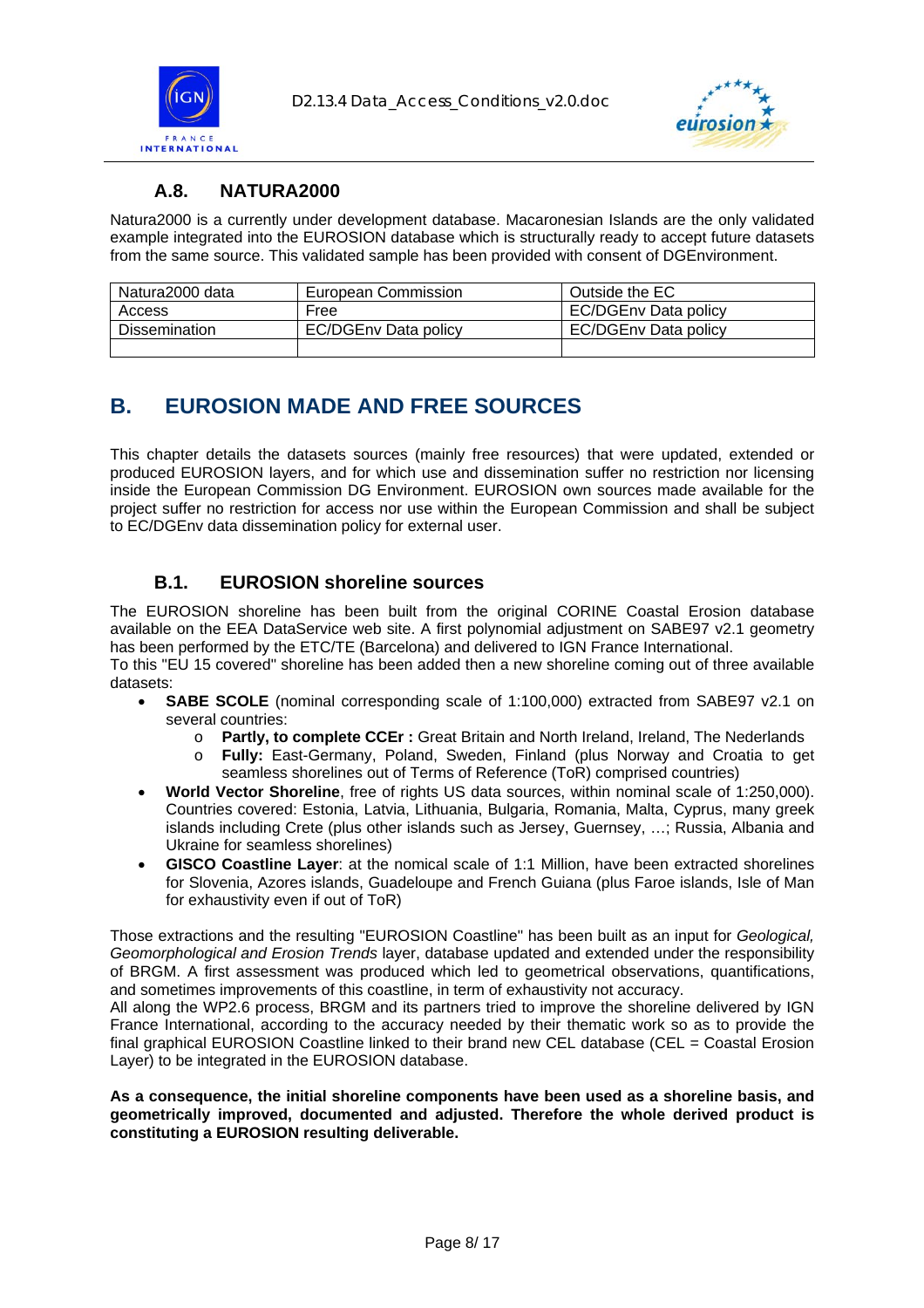### A.8. NATURA2000

Natura2000 is a currently under development database. Macaronesian Islands are the only validated example integrated into the EUROSION database which is structurally ready to accept future datasets from the same source. This validated sample has been provided with consent of DGEnvironment.

| Natura2000 data | European Commission | Outside the EC |
| --- | --- | --- |
| Access | Free | EC/DGEnv Data policy |
| Dissemination | EC/DGEnv Data policy | EC/DGEnv Data policy |
| | | |

## B. EUROSION MADE AND FREE SOURCES

This chapter details the datasets sources (mainly free resources) that were updated, extended or produced EUROSION layers, and for which use and dissemination suffer no restriction nor licensing inside the European Commission DG Environment. EUROSION own sources made available for the project suffer no restriction for access nor use within the European Commission and shall be subject to EC/DGEnv data dissemination policy for external user.

### B.1. EUROSION shoreline sources

The EUROSION shoreline has been built from the original CORINE Coastal Erosion database available on the EEA DataService web site. A first polynomial adjustment on SABE97 v2.1 geometry has been performed by the ETC/TE (Barcelona) and delivered to IGN France International.
To this "EU 15 covered" shoreline has been added then a new shoreline coming out of three available datasets:

- **SABE SCOLE** (nominal corresponding scale of 1:100,000) extracted from SABE97 v2.1 on several countries:
    - **Partly, to complete CCEr :** Great Britain and North Ireland, Ireland, The Nederlands
    - **Fully:** East-Germany, Poland, Sweden, Finland (plus Norway and Croatia to get seamless shorelines out of Terms of Reference (ToR) comprised countries)
- **World Vector Shoreline**, free of rights US data sources, within nominal scale of 1:250,000). Countries covered: Estonia, Latvia, Lithuania, Bulgaria, Romania, Malta, Cyprus, many greek islands including Crete (plus other islands such as Jersey, Guernsey, …; Russia, Albania and Ukraine for seamless shorelines)
- **GISCO Coastline Layer**: at the nomical scale of 1:1 Million, have been extracted shorelines for Slovenia, Azores islands, Guadeloupe and French Guiana (plus Faroe islands, Isle of Man for exhaustivity even if out of ToR)

Those extractions and the resulting "EUROSION Coastline" has been built as an input for *Geological, Geomorphological and Erosion Trends* layer, database updated and extended under the responsibility of BRGM. A first assessment was produced which led to geometrical observations, quantifications, and sometimes improvements of this coastline, in term of exhaustivity not accuracy.
All along the WP2.6 process, BRGM and its partners tried to improve the shoreline delivered by IGN France International, according to the accuracy needed by their thematic work so as to provide the final graphical EUROSION Coastline linked to their brand new CEL database (CEL = Coastal Erosion Layer) to be integrated in the EUROSION database.

**As a consequence, the initial shoreline components have been used as a shoreline basis, and geometrically improved, documented and adjusted. Therefore the whole derived product is constituting a EUROSION resulting deliverable.**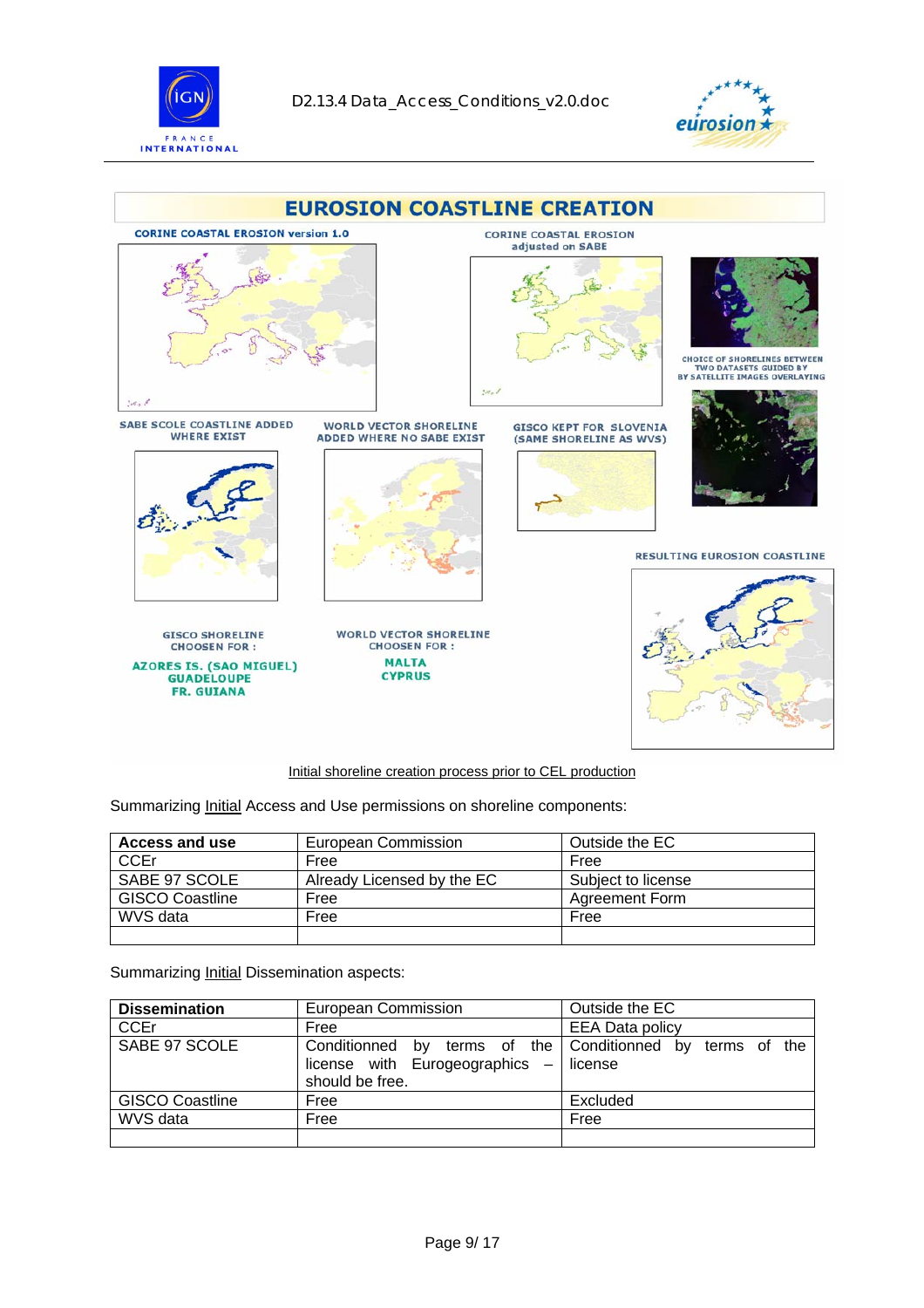## EUROSION COASTLINE CREATION

CORINE COASTAL EROSION version 1.0

CORINE COASTAL EROSION adjusted on SABE

CHOICE OF SHORELINES BETWEEN TWO DATASETS GUIDED BY BY SATELLITE IMAGES OVERLAYING

SABE SCOLE COASTLINE ADDED WHERE EXIST

WORLD VECTOR SHORELINE ADDED WHERE NO SABE EXIST

GISCO KEPT FOR SLOVENIA (SAME SHORELINE AS WVS)

RESULTING EUROSION COASTLINE

GISCO SHORELINE CHOOSEN FOR :
**AZORES IS. (SAO MIGUEL)**
**GUADELOUPE**
**FR. GUIANA**

WORLD VECTOR SHORELINE CHOOSEN FOR :
**MALTA**
**CYPRUS**

Initial shoreline creation process prior to CEL production

Summarizing Initial Access and Use permissions on shoreline components:

| **Access and use** | European Commission | Outside the EC |
|---|---|---|
| CCEr | Free | Free |
| SABE 97 SCOLE | Already Licensed by the EC | Subject to license |
| GISCO Coastline | Free | Agreement Form |
| WVS data | Free | Free |
| | | |

Summarizing Initial Dissemination aspects:

| **Dissemination** | European Commission | Outside the EC |
|---|---|---|
| CCEr | Free | EEA Data policy |
| SABE 97 SCOLE | Conditionned by terms of the license with Eurogeographics – should be free. | Conditionned by terms of the license |
| GISCO Coastline | Free | Excluded |
| WVS data | Free | Free |
| | | |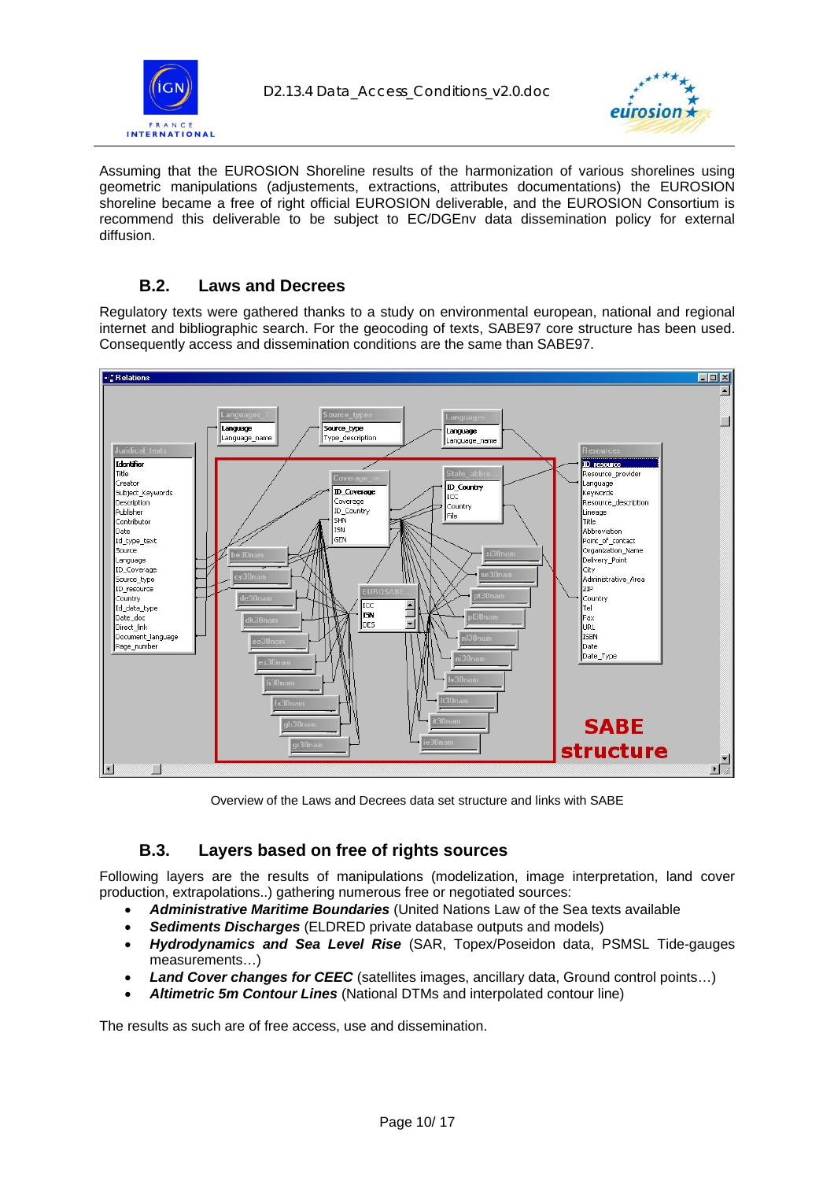Assuming that the EUROSION Shoreline results of the harmonization of various shorelines using geometric manipulations (adjustements, extractions, attributes documentations) the EUROSION shoreline became a free of right official EUROSION deliverable, and the EUROSION Consortium is recommend this deliverable to be subject to EC/DGEnv data dissemination policy for external diffusion.

### B.2. Laws and Decrees

Regulatory texts were gathered thanks to a study on environmental european, national and regional internet and bibliographic search. For the geocoding of texts, SABE97 core structure has been used. Consequently access and dissemination conditions are the same than SABE97.

Overview of the Laws and Decrees data set structure and links with SABE

### B.3. Layers based on free of rights sources

Following layers are the results of manipulations (modelization, image interpretation, land cover production, extrapolations..) gathering numerous free or negotiated sources:

- ***Administrative Maritime Boundaries*** (United Nations Law of the Sea texts available
- ***Sediments Discharges*** (ELDRED private database outputs and models)
- ***Hydrodynamics and Sea Level Rise*** (SAR, Topex/Poseidon data, PSMSL Tide-gauges measurements…)
- ***Land Cover changes for CEEC*** (satellites images, ancillary data, Ground control points…)
- ***Altimetric 5m Contour Lines*** (National DTMs and interpolated contour line)

The results as such are of free access, use and dissemination.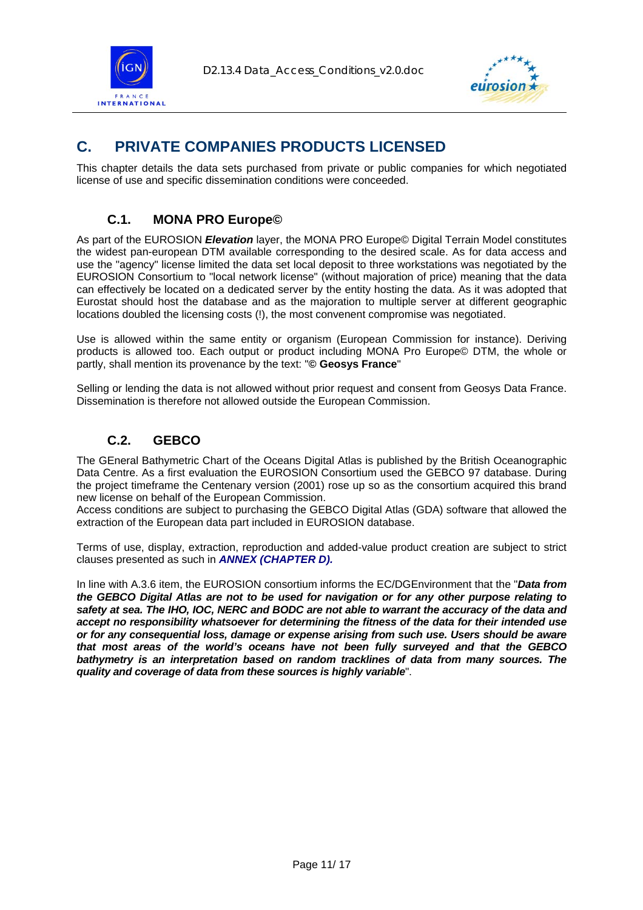# C. PRIVATE COMPANIES PRODUCTS LICENSED

This chapter details the data sets purchased from private or public companies for which negotiated license of use and specific dissemination conditions were conceeded.

## C.1. MONA PRO Europe©

As part of the EUROSION ***Elevation*** layer, the MONA PRO Europe© Digital Terrain Model constitutes the widest pan-european DTM available corresponding to the desired scale. As for data access and use the "agency" license limited the data set local deposit to three workstations was negotiated by the EUROSION Consortium to "local network license" (without majoration of price) meaning that the data can effectively be located on a dedicated server by the entity hosting the data. As it was adopted that Eurostat should host the database and as the majoration to multiple server at different geographic locations doubled the licensing costs (!), the most convenent compromise was negotiated.

Use is allowed within the same entity or organism (European Commission for instance). Deriving products is allowed too. Each output or product including MONA Pro Europe© DTM, the whole or partly, shall mention its provenance by the text: "**© Geosys France**"

Selling or lending the data is not allowed without prior request and consent from Geosys Data France. Dissemination is therefore not allowed outside the European Commission.

## C.2. GEBCO

The GEneral Bathymetric Chart of the Oceans Digital Atlas is published by the British Oceanographic Data Centre. As a first evaluation the EUROSION Consortium used the GEBCO 97 database. During the project timeframe the Centenary version (2001) rose up so as the consortium acquired this brand new license on behalf of the European Commission.
Access conditions are subject to purchasing the GEBCO Digital Atlas (GDA) software that allowed the extraction of the European data part included in EUROSION database.

Terms of use, display, extraction, reproduction and added-value product creation are subject to strict clauses presented as such in ***ANNEX (CHAPTER D).***

In line with A.3.6 item, the EUROSION consortium informs the EC/DGEnvironment that the "***Data from the GEBCO Digital Atlas are not to be used for navigation or for any other purpose relating to safety at sea. The IHO, IOC, NERC and BODC are not able to warrant the accuracy of the data and accept no responsibility whatsoever for determining the fitness of the data for their intended use or for any consequential loss, damage or expense arising from such use. Users should be aware that most areas of the world's oceans have not been fully surveyed and that the GEBCO bathymetry is an interpretation based on random tracklines of data from many sources. The quality and coverage of data from these sources is highly variable***".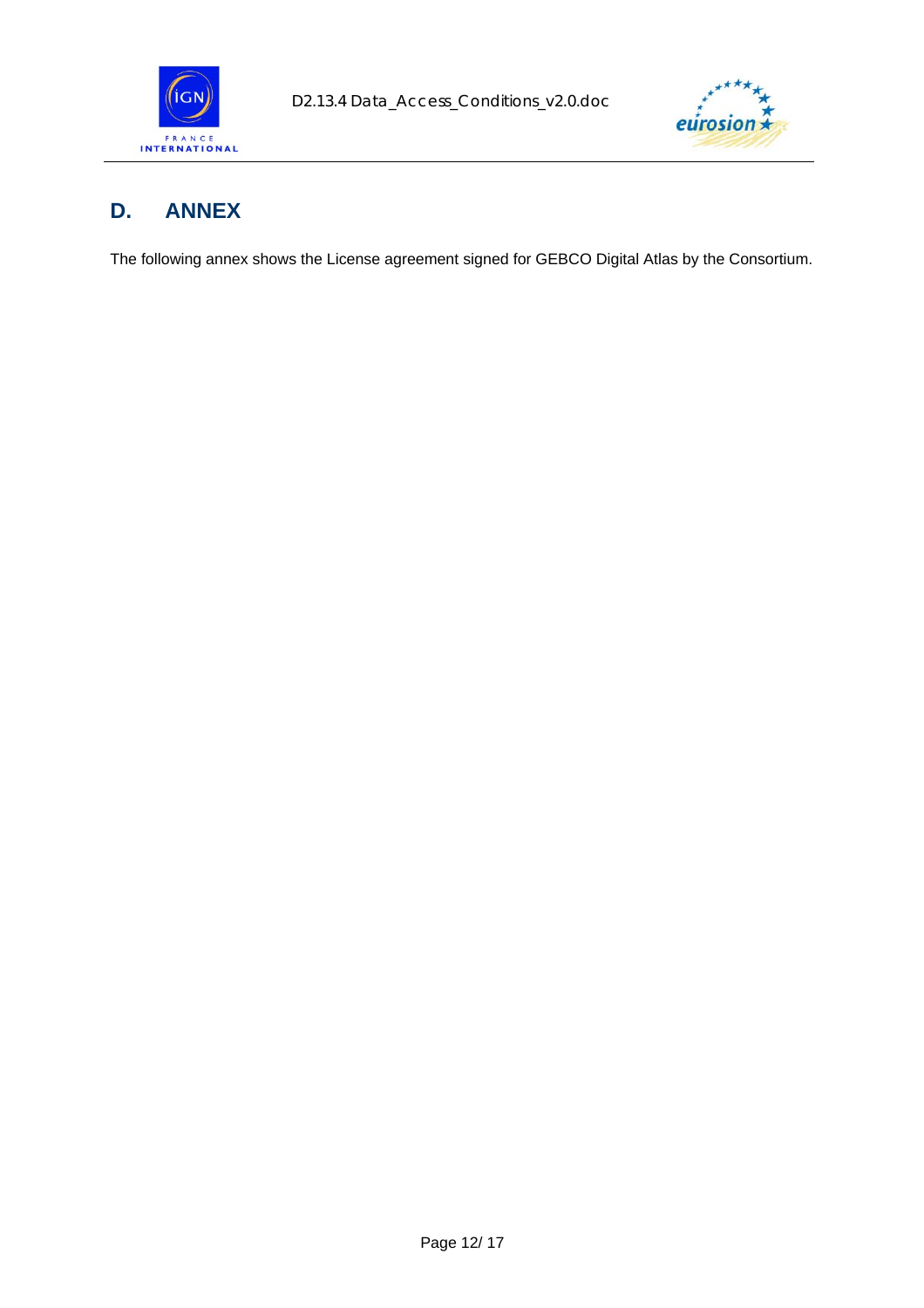# D. ANNEX

The following annex shows the License agreement signed for GEBCO Digital Atlas by the Consortium.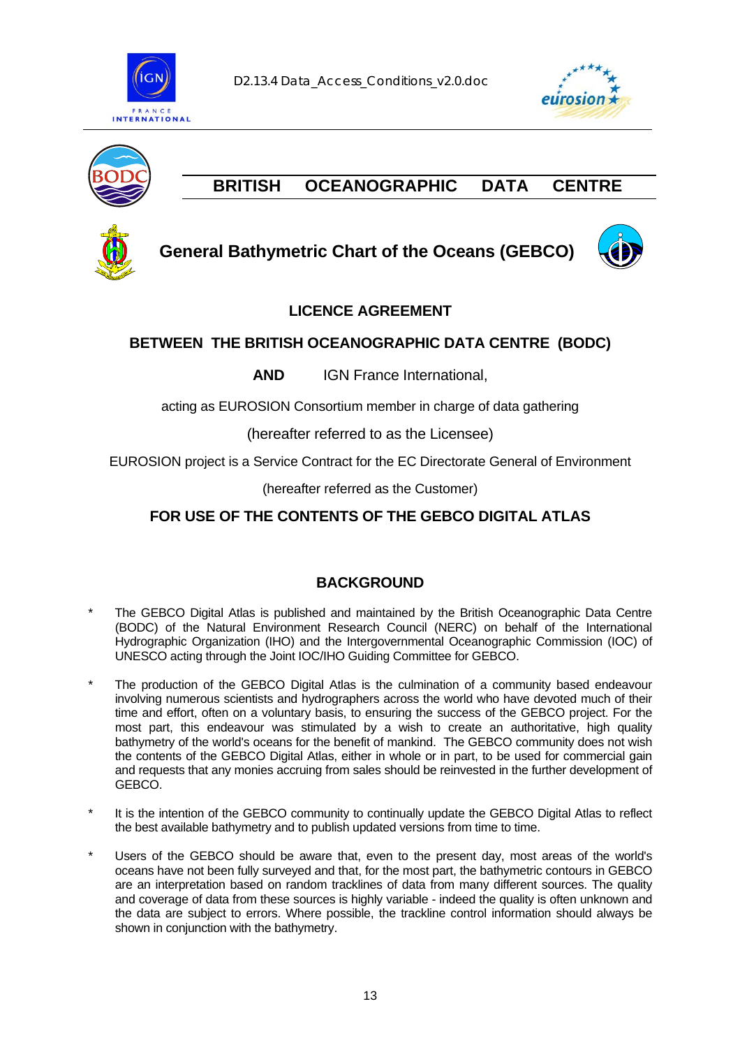## BRITISH OCEANOGRAPHIC DATA CENTRE

## General Bathymetric Chart of the Oceans (GEBCO)

### LICENCE AGREEMENT

### BETWEEN THE BRITISH OCEANOGRAPHIC DATA CENTRE (BODC)

**AND** IGN France International,

acting as EUROSION Consortium member in charge of data gathering

(hereafter referred to as the Licensee)

EUROSION project is a Service Contract for the EC Directorate General of Environment

(hereafter referred as the Customer)

### FOR USE OF THE CONTENTS OF THE GEBCO DIGITAL ATLAS

### BACKGROUND

* The GEBCO Digital Atlas is published and maintained by the British Oceanographic Data Centre (BODC) of the Natural Environment Research Council (NERC) on behalf of the International Hydrographic Organization (IHO) and the Intergovernmental Oceanographic Commission (IOC) of UNESCO acting through the Joint IOC/IHO Guiding Committee for GEBCO.

* The production of the GEBCO Digital Atlas is the culmination of a community based endeavour involving numerous scientists and hydrographers across the world who have devoted much of their time and effort, often on a voluntary basis, to ensuring the success of the GEBCO project. For the most part, this endeavour was stimulated by a wish to create an authoritative, high quality bathymetry of the world's oceans for the benefit of mankind. The GEBCO community does not wish the contents of the GEBCO Digital Atlas, either in whole or in part, to be used for commercial gain and requests that any monies accruing from sales should be reinvested in the further development of GEBCO.

* It is the intention of the GEBCO community to continually update the GEBCO Digital Atlas to reflect the best available bathymetry and to publish updated versions from time to time.

* Users of the GEBCO should be aware that, even to the present day, most areas of the world's oceans have not been fully surveyed and that, for the most part, the bathymetric contours in GEBCO are an interpretation based on random tracklines of data from many different sources. The quality and coverage of data from these sources is highly variable - indeed the quality is often unknown and the data are subject to errors. Where possible, the trackline control information should always be shown in conjunction with the bathymetry.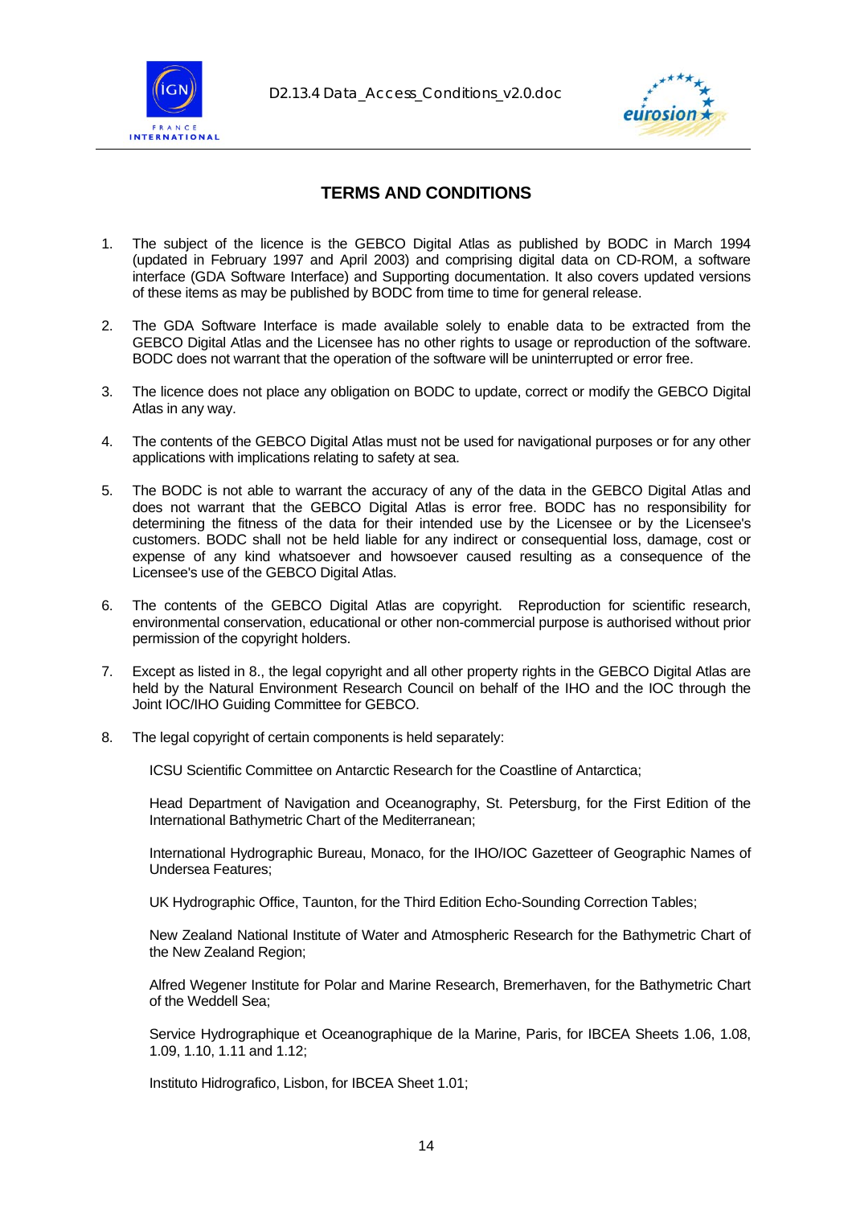## TERMS AND CONDITIONS

1. The subject of the licence is the GEBCO Digital Atlas as published by BODC in March 1994 (updated in February 1997 and April 2003) and comprising digital data on CD-ROM, a software interface (GDA Software Interface) and Supporting documentation. It also covers updated versions of these items as may be published by BODC from time to time for general release.

2. The GDA Software Interface is made available solely to enable data to be extracted from the GEBCO Digital Atlas and the Licensee has no other rights to usage or reproduction of the software. BODC does not warrant that the operation of the software will be uninterrupted or error free.

3. The licence does not place any obligation on BODC to update, correct or modify the GEBCO Digital Atlas in any way.

4. The contents of the GEBCO Digital Atlas must not be used for navigational purposes or for any other applications with implications relating to safety at sea.

5. The BODC is not able to warrant the accuracy of any of the data in the GEBCO Digital Atlas and does not warrant that the GEBCO Digital Atlas is error free. BODC has no responsibility for determining the fitness of the data for their intended use by the Licensee or by the Licensee's customers. BODC shall not be held liable for any indirect or consequential loss, damage, cost or expense of any kind whatsoever and howsoever caused resulting as a consequence of the Licensee's use of the GEBCO Digital Atlas.

6. The contents of the GEBCO Digital Atlas are copyright. Reproduction for scientific research, environmental conservation, educational or other non-commercial purpose is authorised without prior permission of the copyright holders.

7. Except as listed in 8., the legal copyright and all other property rights in the GEBCO Digital Atlas are held by the Natural Environment Research Council on behalf of the IHO and the IOC through the Joint IOC/IHO Guiding Committee for GEBCO.

8. The legal copyright of certain components is held separately:

   ICSU Scientific Committee on Antarctic Research for the Coastline of Antarctica;

   Head Department of Navigation and Oceanography, St. Petersburg, for the First Edition of the International Bathymetric Chart of the Mediterranean;

   International Hydrographic Bureau, Monaco, for the IHO/IOC Gazetteer of Geographic Names of Undersea Features;

   UK Hydrographic Office, Taunton, for the Third Edition Echo-Sounding Correction Tables;

   New Zealand National Institute of Water and Atmospheric Research for the Bathymetric Chart of the New Zealand Region;

   Alfred Wegener Institute for Polar and Marine Research, Bremerhaven, for the Bathymetric Chart of the Weddell Sea;

   Service Hydrographique et Oceanographique de la Marine, Paris, for IBCEA Sheets 1.06, 1.08, 1.09, 1.10, 1.11 and 1.12;

   Instituto Hidrografico, Lisbon, for IBCEA Sheet 1.01;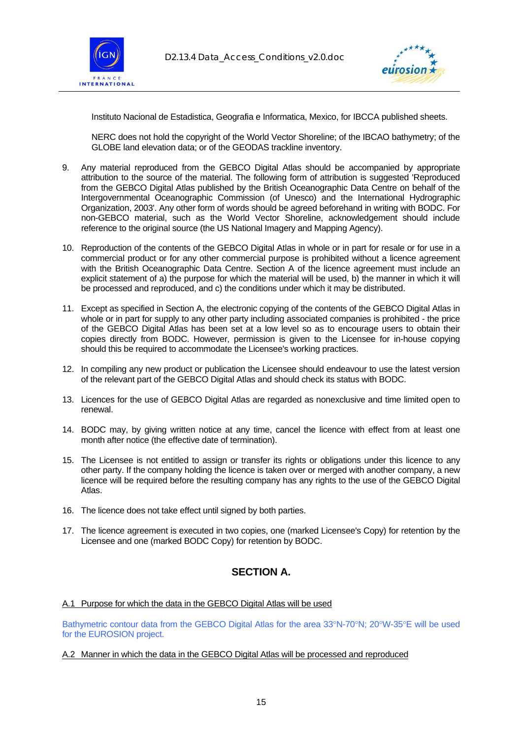Instituto Nacional de Estadistica, Geografia e Informatica, Mexico, for IBCCA published sheets.

NERC does not hold the copyright of the World Vector Shoreline; of the IBCAO bathymetry; of the GLOBE land elevation data; or of the GEODAS trackline inventory.

9. Any material reproduced from the GEBCO Digital Atlas should be accompanied by appropriate attribution to the source of the material. The following form of attribution is suggested 'Reproduced from the GEBCO Digital Atlas published by the British Oceanographic Data Centre on behalf of the Intergovernmental Oceanographic Commission (of Unesco) and the International Hydrographic Organization, 2003'. Any other form of words should be agreed beforehand in writing with BODC. For non-GEBCO material, such as the World Vector Shoreline, acknowledgement should include reference to the original source (the US National Imagery and Mapping Agency).

10. Reproduction of the contents of the GEBCO Digital Atlas in whole or in part for resale or for use in a commercial product or for any other commercial purpose is prohibited without a licence agreement with the British Oceanographic Data Centre. Section A of the licence agreement must include an explicit statement of a) the purpose for which the material will be used, b) the manner in which it will be processed and reproduced, and c) the conditions under which it may be distributed.

11. Except as specified in Section A, the electronic copying of the contents of the GEBCO Digital Atlas in whole or in part for supply to any other party including associated companies is prohibited - the price of the GEBCO Digital Atlas has been set at a low level so as to encourage users to obtain their copies directly from BODC. However, permission is given to the Licensee for in-house copying should this be required to accommodate the Licensee's working practices.

12. In compiling any new product or publication the Licensee should endeavour to use the latest version of the relevant part of the GEBCO Digital Atlas and should check its status with BODC.

13. Licences for the use of GEBCO Digital Atlas are regarded as nonexclusive and time limited open to renewal.

14. BODC may, by giving written notice at any time, cancel the licence with effect from at least one month after notice (the effective date of termination).

15. The Licensee is not entitled to assign or transfer its rights or obligations under this licence to any other party. If the company holding the licence is taken over or merged with another company, a new licence will be required before the resulting company has any rights to the use of the GEBCO Digital Atlas.

16. The licence does not take effect until signed by both parties.

17. The licence agreement is executed in two copies, one (marked Licensee's Copy) for retention by the Licensee and one (marked BODC Copy) for retention by BODC.

## SECTION A.

A.1 Purpose for which the data in the GEBCO Digital Atlas will be used

Bathymetric contour data from the GEBCO Digital Atlas for the area 33°N-70°N; 20°W-35°E will be used for the EUROSION project.

A.2 Manner in which the data in the GEBCO Digital Atlas will be processed and reproduced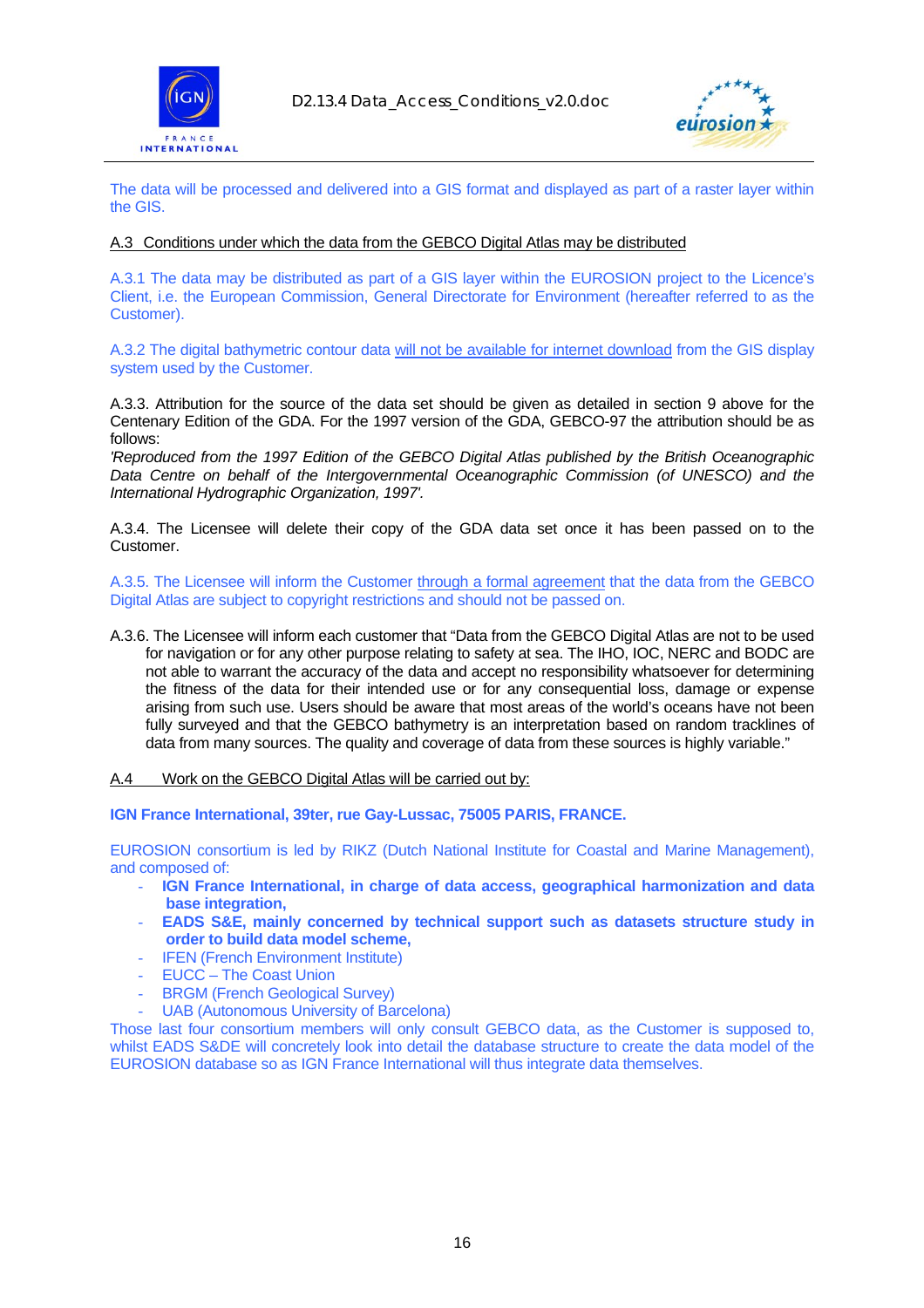The data will be processed and delivered into a GIS format and displayed as part of a raster layer within the GIS.

A.3 Conditions under which the data from the GEBCO Digital Atlas may be distributed

A.3.1 The data may be distributed as part of a GIS layer within the EUROSION project to the Licence's Client, i.e. the European Commission, General Directorate for Environment (hereafter referred to as the Customer).

A.3.2 The digital bathymetric contour data will not be available for internet download from the GIS display system used by the Customer.

A.3.3. Attribution for the source of the data set should be given as detailed in section 9 above for the Centenary Edition of the GDA. For the 1997 version of the GDA, GEBCO-97 the attribution should be as follows:
*'Reproduced from the 1997 Edition of the GEBCO Digital Atlas published by the British Oceanographic Data Centre on behalf of the Intergovernmental Oceanographic Commission (of UNESCO) and the International Hydrographic Organization, 1997'.*

A.3.4. The Licensee will delete their copy of the GDA data set once it has been passed on to the Customer.

A.3.5. The Licensee will inform the Customer through a formal agreement that the data from the GEBCO Digital Atlas are subject to copyright restrictions and should not be passed on.

A.3.6. The Licensee will inform each customer that "Data from the GEBCO Digital Atlas are not to be used for navigation or for any other purpose relating to safety at sea. The IHO, IOC, NERC and BODC are not able to warrant the accuracy of the data and accept no responsibility whatsoever for determining the fitness of the data for their intended use or for any consequential loss, damage or expense arising from such use. Users should be aware that most areas of the world's oceans have not been fully surveyed and that the GEBCO bathymetry is an interpretation based on random tracklines of data from many sources. The quality and coverage of data from these sources is highly variable."

A.4 Work on the GEBCO Digital Atlas will be carried out by:

**IGN France International, 39ter, rue Gay-Lussac, 75005 PARIS, FRANCE.**

EUROSION consortium is led by RIKZ (Dutch National Institute for Coastal and Marine Management), and composed of:

- **IGN France International, in charge of data access, geographical harmonization and data base integration,**
- **EADS S&E, mainly concerned by technical support such as datasets structure study in order to build data model scheme,**
- IFEN (French Environment Institute)
- EUCC – The Coast Union
- BRGM (French Geological Survey)
- UAB (Autonomous University of Barcelona)

Those last four consortium members will only consult GEBCO data, as the Customer is supposed to, whilst EADS S&DE will concretely look into detail the database structure to create the data model of the EUROSION database so as IGN France International will thus integrate data themselves.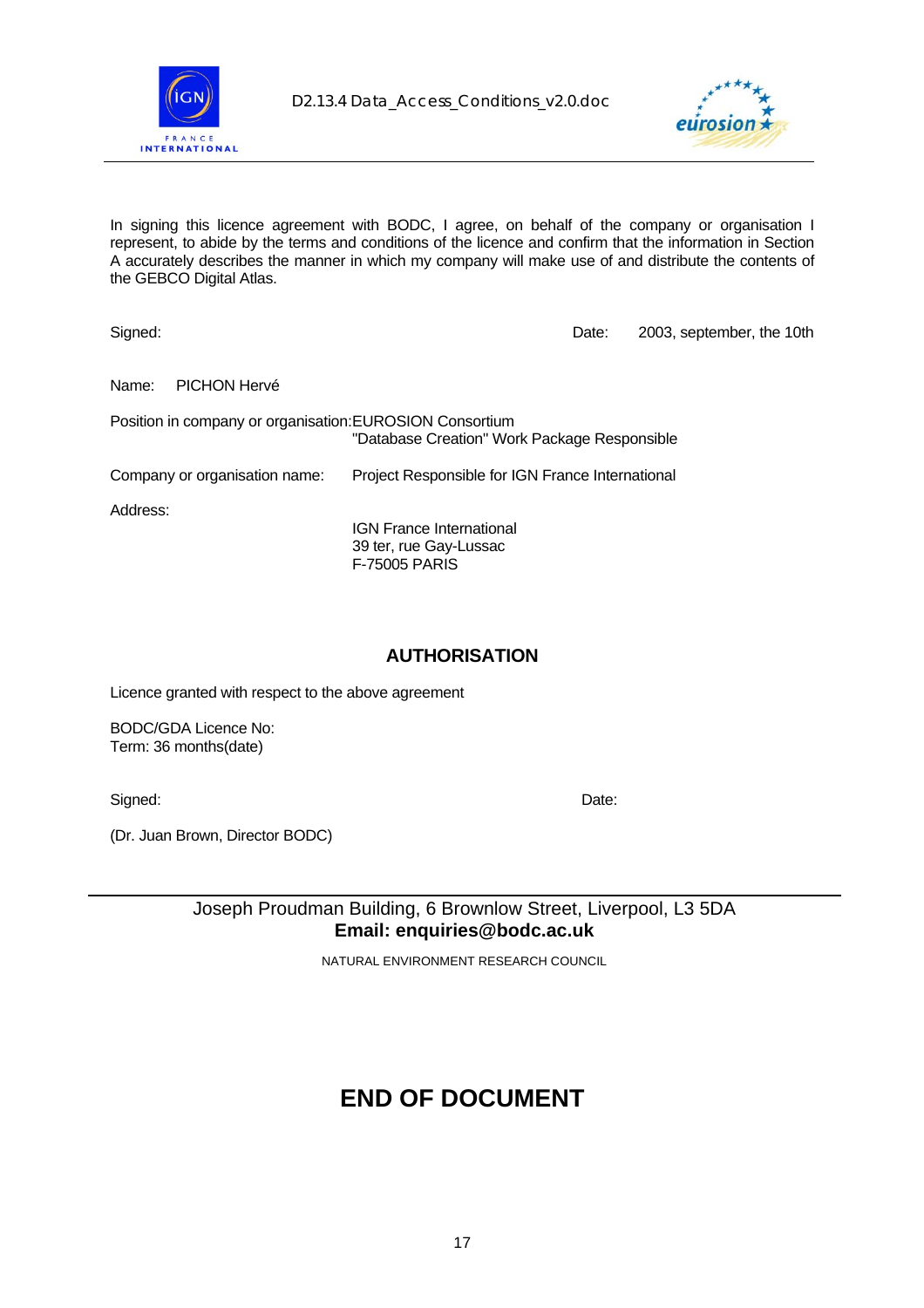In signing this licence agreement with BODC, I agree, on behalf of the company or organisation I represent, to abide by the terms and conditions of the licence and confirm that the information in Section A accurately describes the manner in which my company will make use of and distribute the contents of the GEBCO Digital Atlas.

Signed: Date: 2003, september, the 10th

Name: PICHON Hervé

Position in company or organisation: EUROSION Consortium
"Database Creation" Work Package Responsible

Company or organisation name: Project Responsible for IGN France International

Address:
IGN France International
39 ter, rue Gay-Lussac
F-75005 PARIS

## AUTHORISATION

Licence granted with respect to the above agreement

BODC/GDA Licence No:
Term: 36 months(date)

Signed: Date:

(Dr. Juan Brown, Director BODC)

Joseph Proudman Building, 6 Brownlow Street, Liverpool, L3 5DA
**Email: enquiries@bodc.ac.uk**

NATURAL ENVIRONMENT RESEARCH COUNCIL

# END OF DOCUMENT